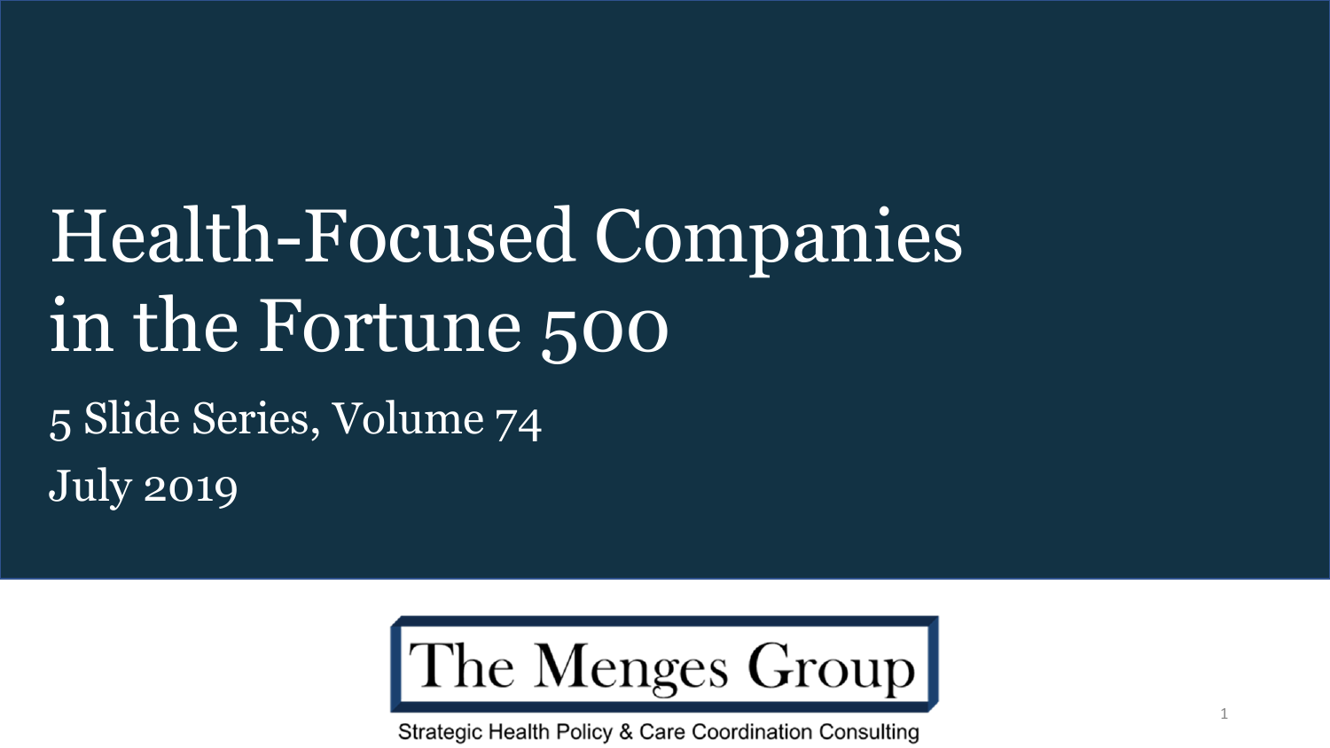# Health-Focused Companies in the Fortune 500

5 Slide Series, Volume 74

July 2019

The Menges Group

Strategic Health Policy & Care Coordination Consulting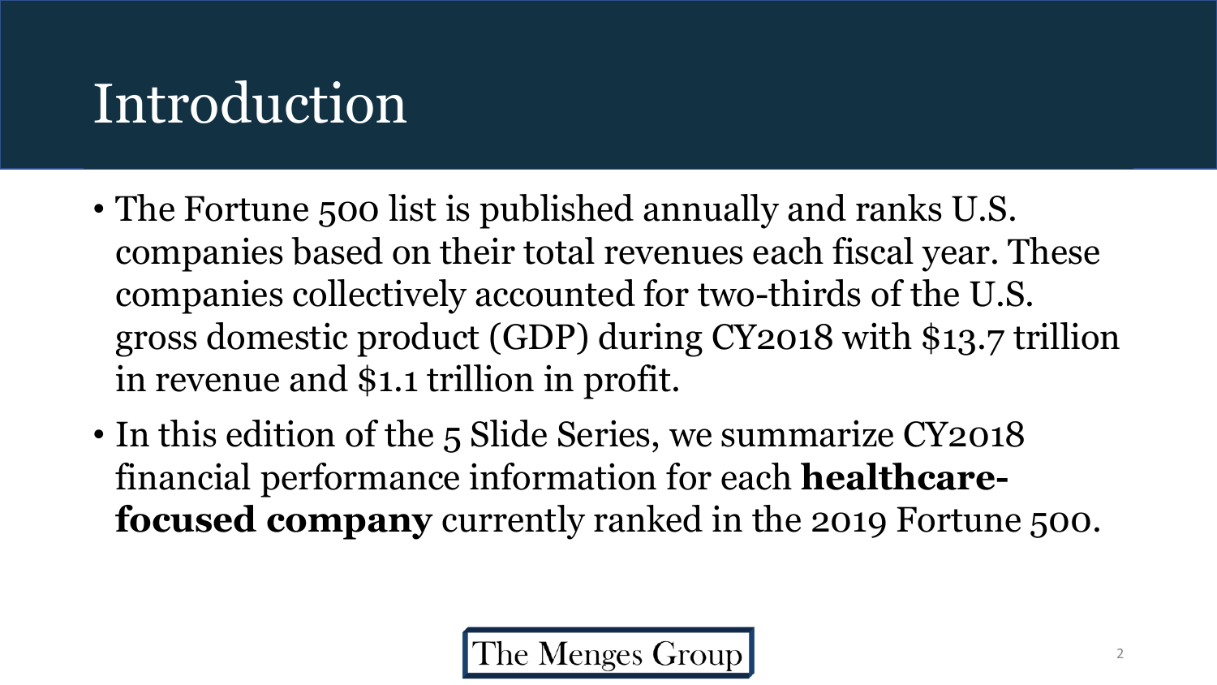# Introduction

- The Fortune 500 list is published annually and ranks U.S. companies based on their total revenues each fiscal year. These companies collectively accounted for two-thirds of the U.S. gross domestic product (GDP) during CY2018 with $13.7 trillion in revenue and $1.1 trillion in profit.
- In this edition of the 5 Slide Series, we summarize CY2018 financial performance information for each **healthcare-focused company** currently ranked in the 2019 Fortune 500.

The Menges Group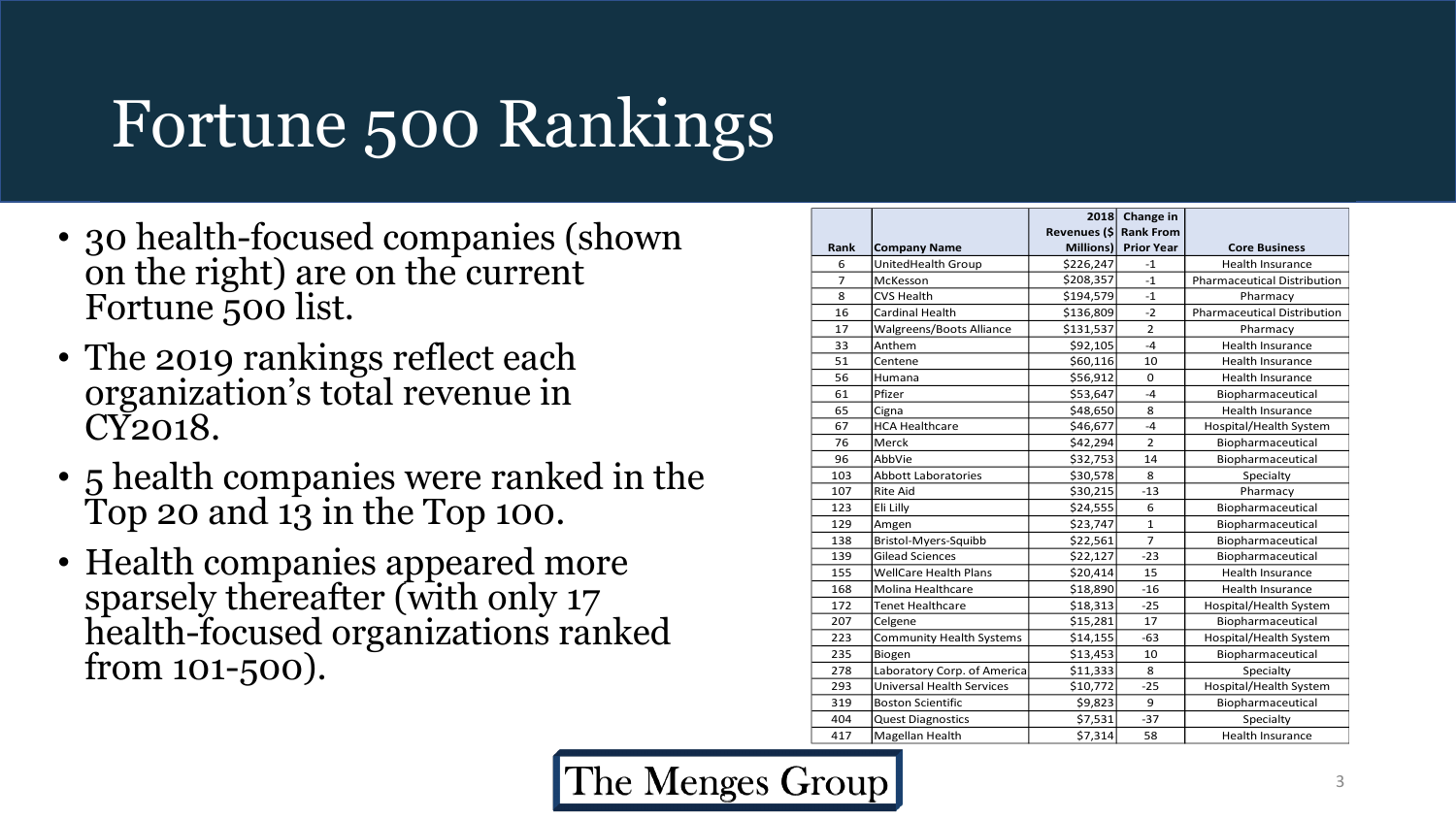# Fortune 500 Rankings

- 30 health-focused companies (shown on the right) are on the current Fortune 500 list.
- The 2019 rankings reflect each organization's total revenue in CY2018.
- 5 health companies were ranked in the Top 20 and 13 in the Top 100.
- Health companies appeared more sparsely thereafter (with only 17 health-focused organizations ranked from 101-500).

| Rank | Company Name | 2018 Revenues ($ Millions) | Change in Rank From Prior Year | Core Business |
|---|---|---|---|---|
| 6 | UnitedHealth Group | $226,247 | -1 | Health Insurance |
| 7 | McKesson | $208,357 | -1 | Pharmaceutical Distribution |
| 8 | CVS Health | $194,579 | -1 | Pharmacy |
| 16 | Cardinal Health | $136,809 | -2 | Pharmaceutical Distribution |
| 17 | Walgreens/Boots Alliance | $131,537 | 2 | Pharmacy |
| 33 | Anthem | $92,105 | -4 | Health Insurance |
| 51 | Centene | $60,116 | 10 | Health Insurance |
| 56 | Humana | $56,912 | 0 | Health Insurance |
| 61 | Pfizer | $53,647 | -4 | Biopharmaceutical |
| 65 | Cigna | $48,650 | 8 | Health Insurance |
| 67 | HCA Healthcare | $46,677 | -4 | Hospital/Health System |
| 76 | Merck | $42,294 | 2 | Biopharmaceutical |
| 96 | AbbVie | $32,753 | 14 | Biopharmaceutical |
| 103 | Abbott Laboratories | $30,578 | 8 | Specialty |
| 107 | Rite Aid | $30,215 | -13 | Pharmacy |
| 123 | Eli Lilly | $24,555 | 6 | Biopharmaceutical |
| 129 | Amgen | $23,747 | 1 | Biopharmaceutical |
| 138 | Bristol-Myers-Squibb | $22,561 | 7 | Biopharmaceutical |
| 139 | Gilead Sciences | $22,127 | -23 | Biopharmaceutical |
| 155 | WellCare Health Plans | $20,414 | 15 | Health Insurance |
| 168 | Molina Healthcare | $18,890 | -16 | Health Insurance |
| 172 | Tenet Healthcare | $18,313 | -25 | Hospital/Health System |
| 207 | Celgene | $15,281 | 17 | Biopharmaceutical |
| 223 | Community Health Systems | $14,155 | -63 | Hospital/Health System |
| 235 | Biogen | $13,453 | 10 | Biopharmaceutical |
| 278 | Laboratory Corp. of America | $11,333 | 8 | Specialty |
| 293 | Universal Health Services | $10,772 | -25 | Hospital/Health System |
| 319 | Boston Scientific | $9,823 | 9 | Biopharmaceutical |
| 404 | Quest Diagnostics | $7,531 | -37 | Specialty |
| 417 | Magellan Health | $7,314 | 58 | Health Insurance |

The Menges Group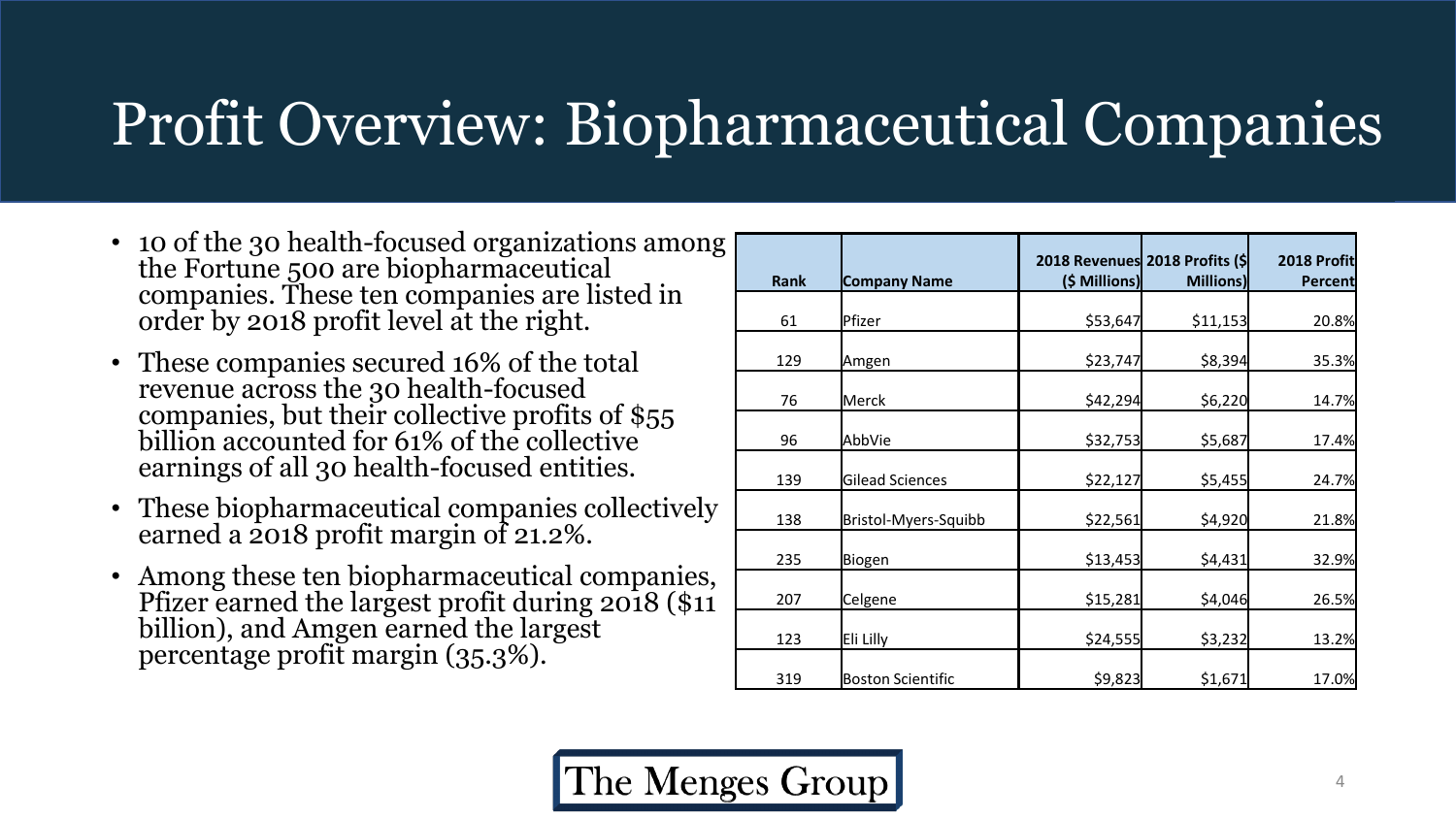# Profit Overview: Biopharmaceutical Companies

- 10 of the 30 health-focused organizations among the Fortune 500 are biopharmaceutical companies. These ten companies are listed in order by 2018 profit level at the right.
- These companies secured 16% of the total revenue across the 30 health-focused companies, but their collective profits of $55 billion accounted for 61% of the collective earnings of all 30 health-focused entities.
- These biopharmaceutical companies collectively earned a 2018 profit margin of 21.2%.
- Among these ten biopharmaceutical companies, Pfizer earned the largest profit during 2018 ($11 billion), and Amgen earned the largest percentage profit margin (35.3%).

| Rank | Company Name | 2018 Revenues ($ Millions) | 2018 Profits ($ Millions) | 2018 Profit Percent |
|---|---|---|---|---|
| 61 | Pfizer | $53,647 | $11,153 | 20.8% |
| 129 | Amgen | $23,747 | $8,394 | 35.3% |
| 76 | Merck | $42,294 | $6,220 | 14.7% |
| 96 | AbbVie | $32,753 | $5,687 | 17.4% |
| 139 | Gilead Sciences | $22,127 | $5,455 | 24.7% |
| 138 | Bristol-Myers-Squibb | $22,561 | $4,920 | 21.8% |
| 235 | Biogen | $13,453 | $4,431 | 32.9% |
| 207 | Celgene | $15,281 | $4,046 | 26.5% |
| 123 | Eli Lilly | $24,555 | $3,232 | 13.2% |
| 319 | Boston Scientific | $9,823 | $1,671 | 17.0% |

The Menges Group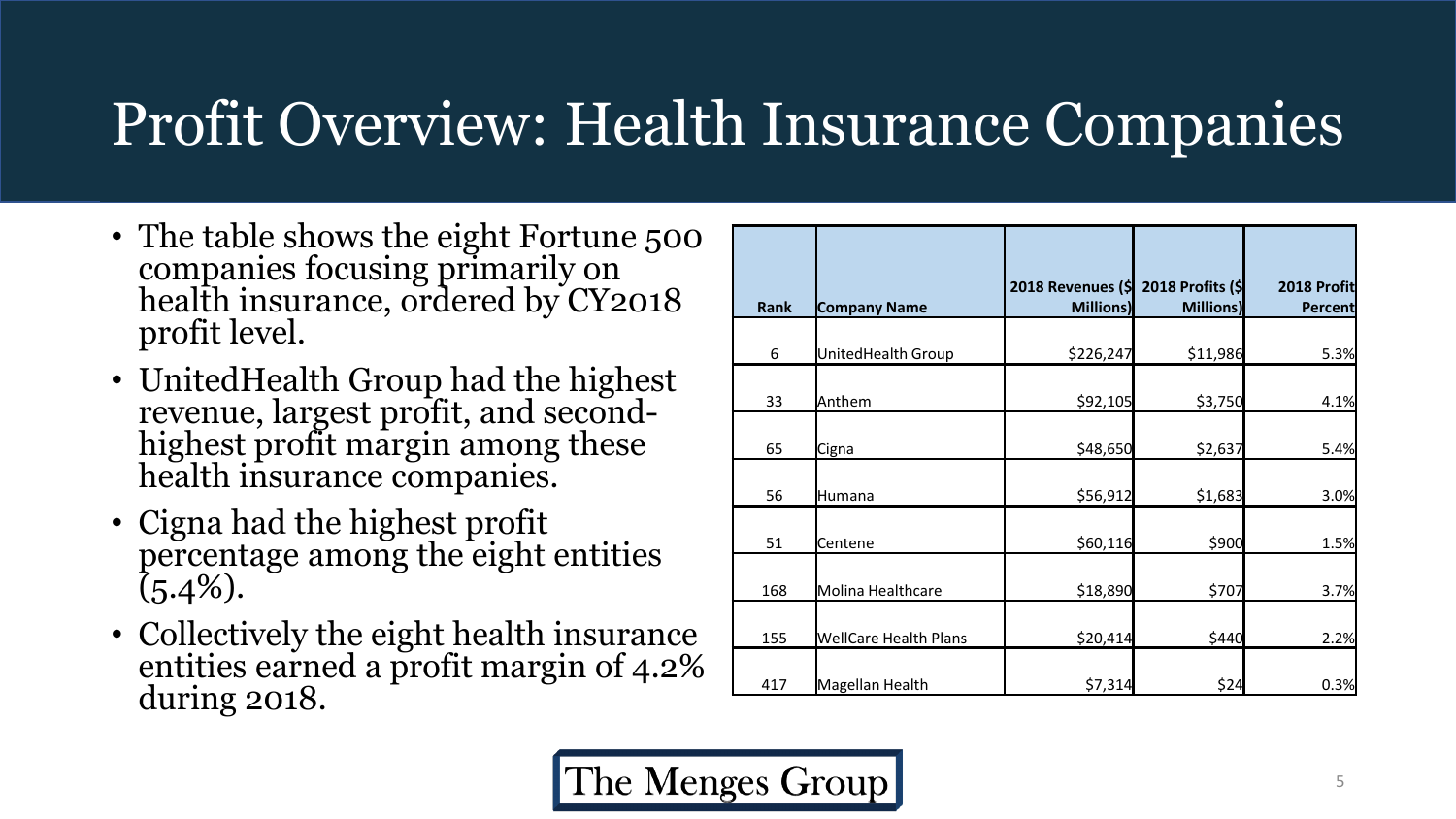# Profit Overview: Health Insurance Companies

- The table shows the eight Fortune 500 companies focusing primarily on health insurance, ordered by CY2018 profit level.
- UnitedHealth Group had the highest revenue, largest profit, and second-highest profit margin among these health insurance companies.
- Cigna had the highest profit percentage among the eight entities (5.4%).
- Collectively the eight health insurance entities earned a profit margin of 4.2% during 2018.

| Rank | Company Name | 2018 Revenues ($ Millions) | 2018 Profits ($ Millions) | 2018 Profit Percent |
|---|---|---|---|---|
| 6 | UnitedHealth Group | $226,247 | $11,986 | 5.3% |
| 33 | Anthem | $92,105 | $3,750 | 4.1% |
| 65 | Cigna | $48,650 | $2,637 | 5.4% |
| 56 | Humana | $56,912 | $1,683 | 3.0% |
| 51 | Centene | $60,116 | $900 | 1.5% |
| 168 | Molina Healthcare | $18,890 | $707 | 3.7% |
| 155 | WellCare Health Plans | $20,414 | $440 | 2.2% |
| 417 | Magellan Health | $7,314 | $24 | 0.3% |

The Menges Group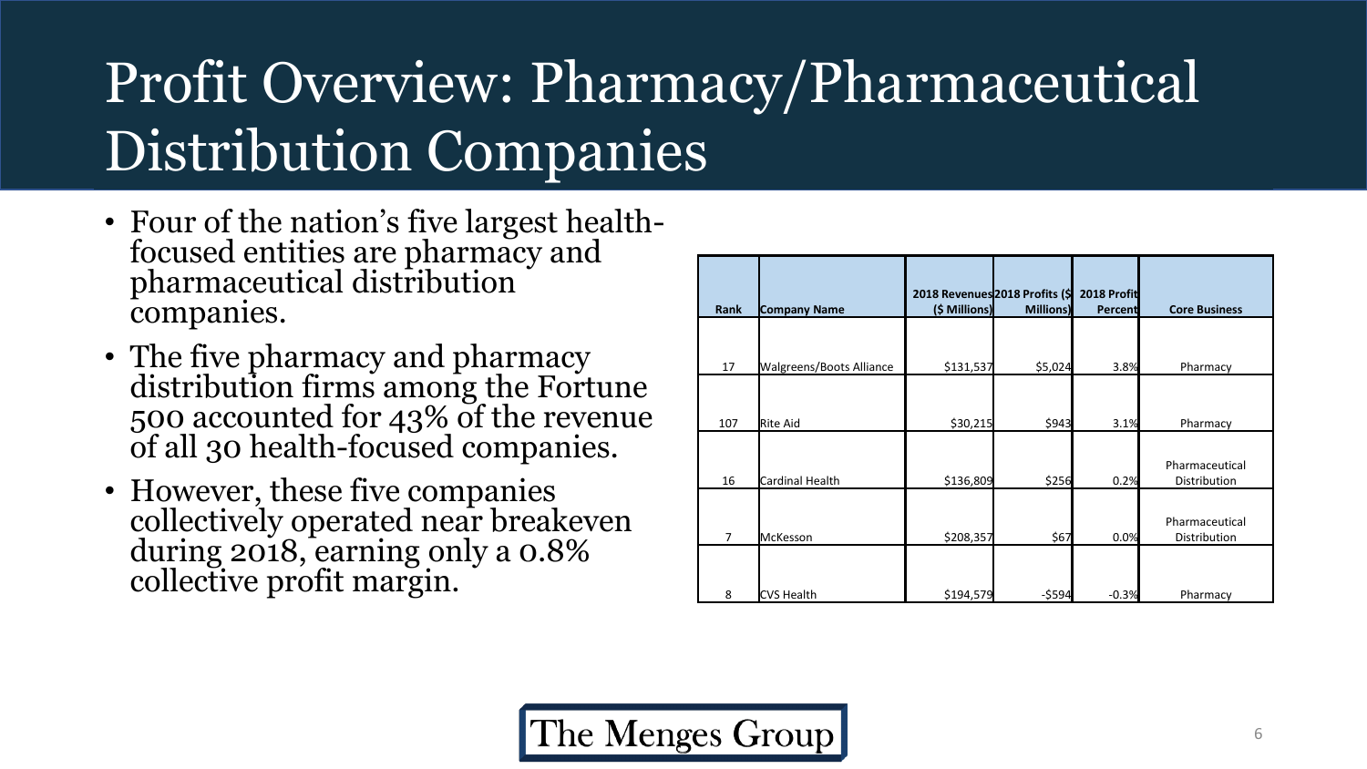# Profit Overview: Pharmacy/Pharmaceutical Distribution Companies

- Four of the nation's five largest health-focused entities are pharmacy and pharmaceutical distribution companies.
- The five pharmacy and pharmacy distribution firms among the Fortune 500 accounted for 43% of the revenue of all 30 health-focused companies.
- However, these five companies collectively operated near breakeven during 2018, earning only a 0.8% collective profit margin.

| Rank | Company Name | 2018 Revenues ($ Millions) | 2018 Profits ($ Millions) | 2018 Profit Percent | Core Business |
|---|---|---|---|---|---|
| 17 | Walgreens/Boots Alliance | $131,537 | $5,024 | 3.8% | Pharmacy |
| 107 | Rite Aid | $30,215 | $943 | 3.1% | Pharmacy |
| 16 | Cardinal Health | $136,809 | $256 | 0.2% | Pharmaceutical Distribution |
| 7 | McKesson | $208,357 | $67 | 0.0% | Pharmaceutical Distribution |
| 8 | CVS Health | $194,579 | -$594 | -0.3% | Pharmacy |

The Menges Group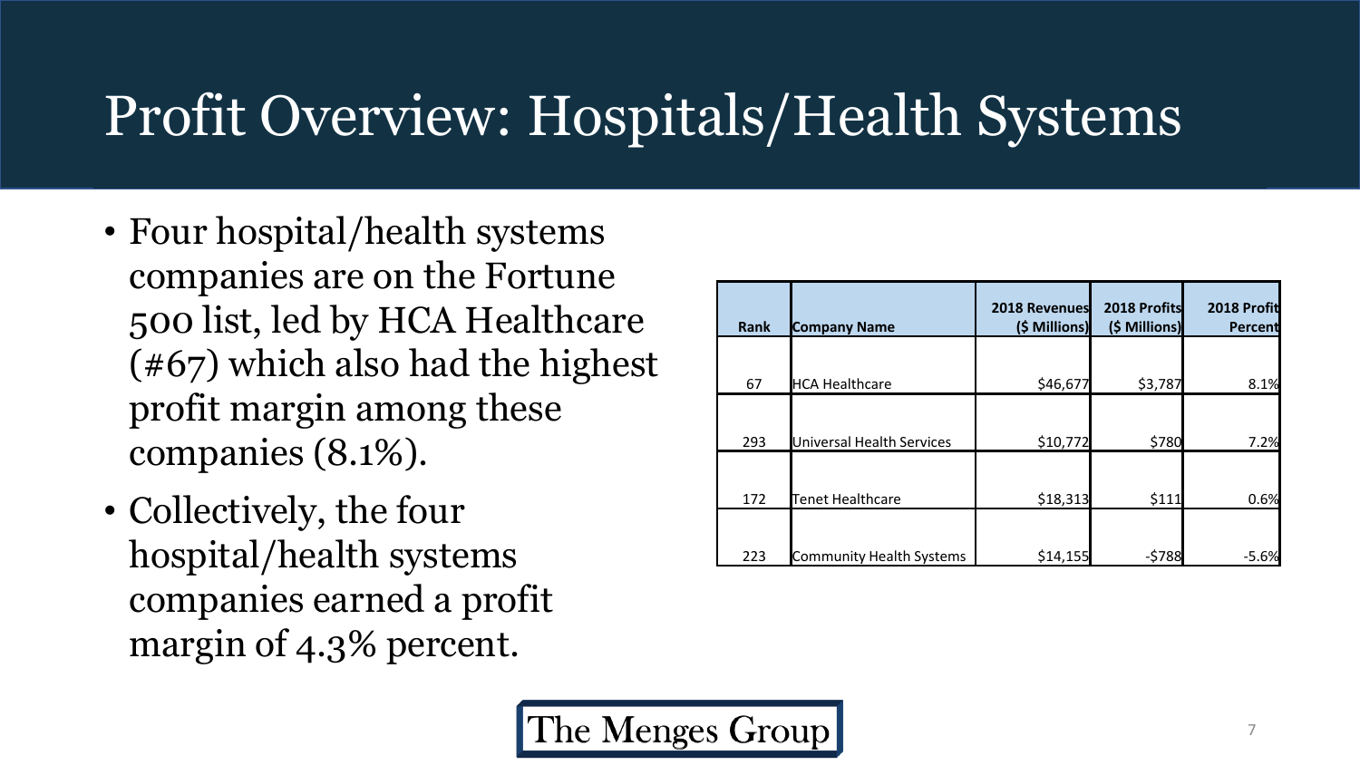# Profit Overview: Hospitals/Health Systems

- Four hospital/health systems companies are on the Fortune 500 list, led by HCA Healthcare (#67) which also had the highest profit margin among these companies (8.1%).
- Collectively, the four hospital/health systems companies earned a profit margin of 4.3% percent.

| Rank | Company Name | 2018 Revenues ($ Millions) | 2018 Profits ($ Millions) | 2018 Profit Percent |
|---|---|---|---|---|
| 67 | HCA Healthcare | $46,677 | $3,787 | 8.1% |
| 293 | Universal Health Services | $10,772 | $780 | 7.2% |
| 172 | Tenet Healthcare | $18,313 | $111 | 0.6% |
| 223 | Community Health Systems | $14,155 | -$788 | -5.6% |

The Menges Group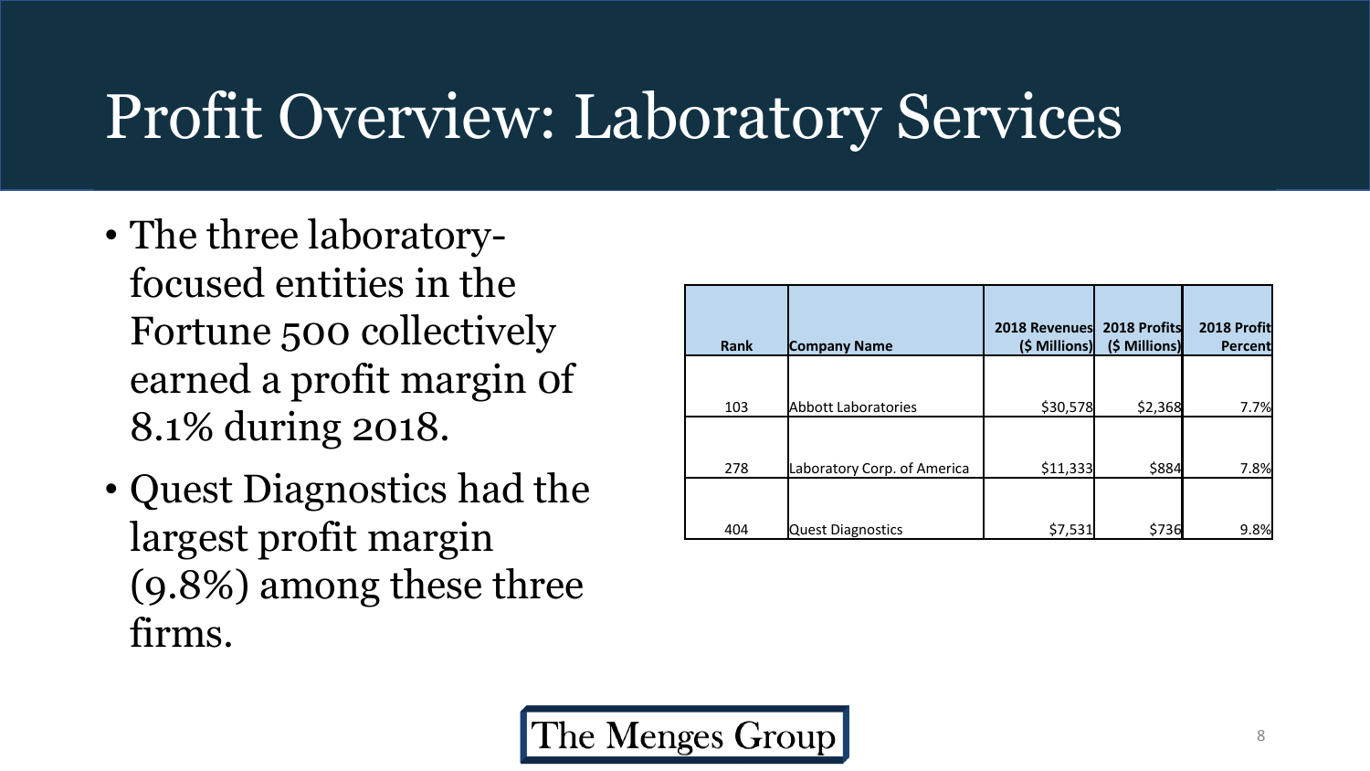# Profit Overview: Laboratory Services

- The three laboratory-focused entities in the Fortune 500 collectively earned a profit margin of 8.1% during 2018.
- Quest Diagnostics had the largest profit margin (9.8%) among these three firms.

| Rank | Company Name | 2018 Revenues ($ Millions) | 2018 Profits ($ Millions) | 2018 Profit Percent |
|---|---|---|---|---|
| 103 | Abbott Laboratories | $30,578 | $2,368 | 7.7% |
| 278 | Laboratory Corp. of America | $11,333 | $884 | 7.8% |
| 404 | Quest Diagnostics | $7,531 | $736 | 9.8% |

The Menges Group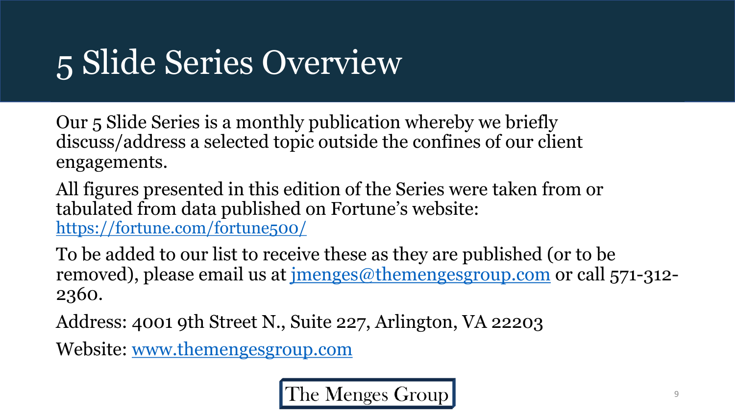# 5 Slide Series Overview

Our 5 Slide Series is a monthly publication whereby we briefly discuss/address a selected topic outside the confines of our client engagements.

All figures presented in this edition of the Series were taken from or tabulated from data published on Fortune's website: https://fortune.com/fortune500/

To be added to our list to receive these as they are published (or to be removed), please email us at jmenges@themengesgroup.com or call 571-312-2360.

Address: 4001 9th Street N., Suite 227, Arlington, VA 22203

Website: www.themengesgroup.com

The Menges Group